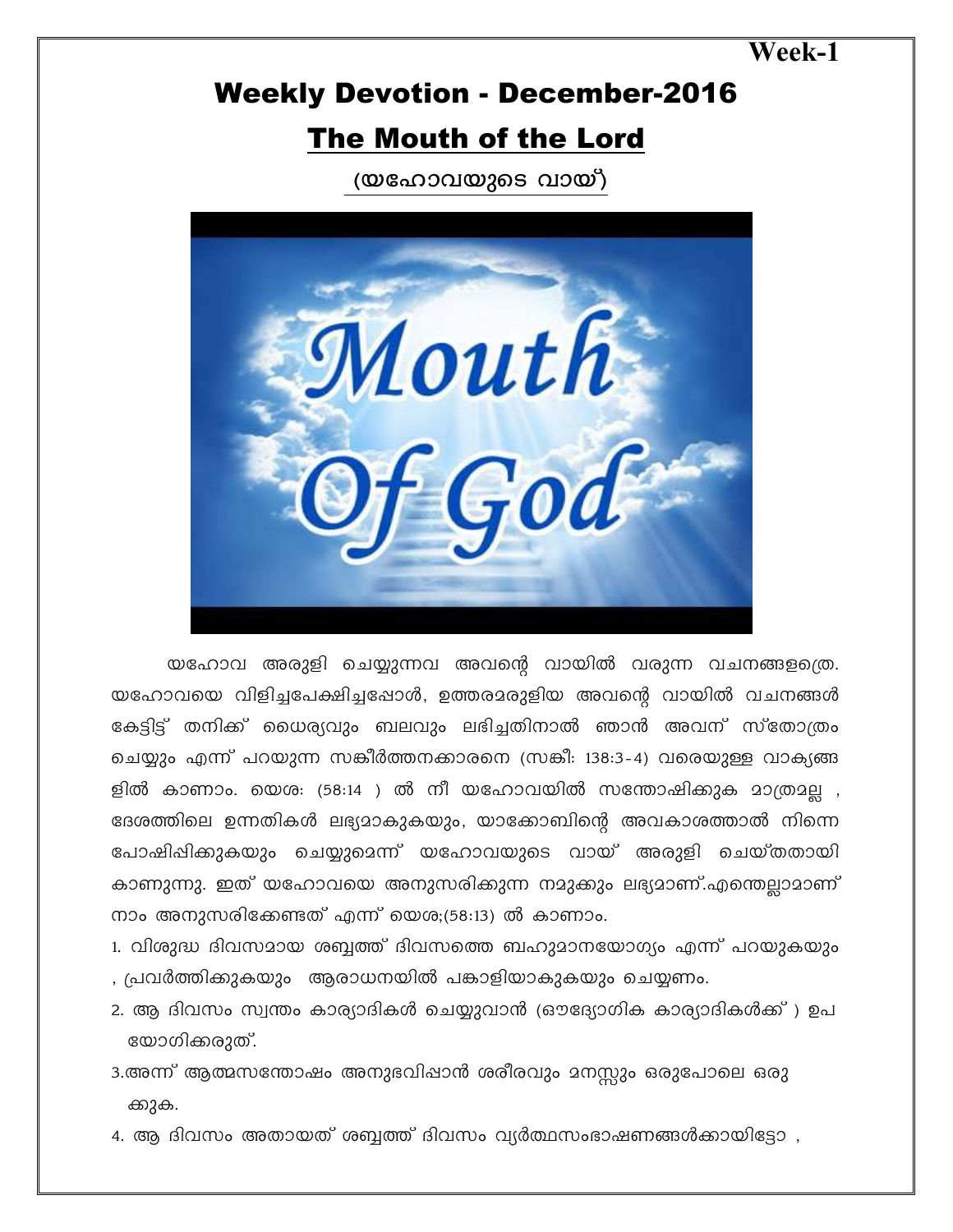Week-1

# Weekly Devotion - December-2016

## The Mouth of the Lord

### (യഹോവയുടെ വായ്)

യഹോവ അരുളി ചെയ്യുന്നവ അവന്റെ വായിൽ വരുന്ന വചനങ്ങളത്രെ. യഹോവയെ വിളിച്ചപേക്ഷിച്ചപ്പോൾ, ഉത്തരമരുളിയ അവന്റെ വായിൽ വചനങ്ങൾ കേട്ടിട്ട് തനിക്ക് ധൈര്യവും ബലവും ലഭിച്ചതിനാൽ ഞാൻ അവന് സ്തോത്രം ചെയ്യും എന്ന് പറയുന്ന സങ്കീർത്തനക്കാരനെ (സങ്കീ: 138:3-4) വരെയുള്ള വാക്യങ്ങളിൽ കാണാം. യെശ: (58:14 ) ൽ നീ യഹോവയിൽ സന്തോഷിക്കുക മാത്രമല്ല , ദേശത്തിലെ ഉന്നതികൾ ലഭ്യമാകുകയും, യാക്കോബിന്റെ അവകാശത്താൽ നിന്നെ പോഷിപ്പിക്കുകയും ചെയ്യുമെന്ന് യഹോവയുടെ വായ് അരുളി ചെയ്തതായി കാണുന്നു. ഇത് യഹോവയെ അനുസരിക്കുന്ന നമുക്കും ലഭ്യമാണ്.എന്തെല്ലാമാണ് നാം അനുസരിക്കേണ്ടത് എന്ന് യെശ;(58:13) ൽ കാണാം.

1. വിശുദ്ധ ദിവസമായ ശബ്ബത്ത് ദിവസത്തെ ബഹുമാനയോഗ്യം എന്ന് പറയുകയും , പ്രവർത്തിക്കുകയും ആരാധനയിൽ പങ്കാളിയാകുകയും ചെയ്യണം.
2. ആ ദിവസം സ്വന്തം കാര്യാദികൾ ചെയ്യുവാൻ (ഔദ്യോഗിക കാര്യാദികൾക്ക് ) ഉപയോഗിക്കരുത്.
3. അന്ന് ആത്മസന്തോഷം അനുഭവിപ്പാൻ ശരീരവും മനസ്സും ഒരുപോലെ ഒരുക്കുക.
4. ആ ദിവസം അതായത് ശബ്ബത്ത് ദിവസം വ്യർത്ഥസംഭാഷണങ്ങൾക്കായിട്ടോ ,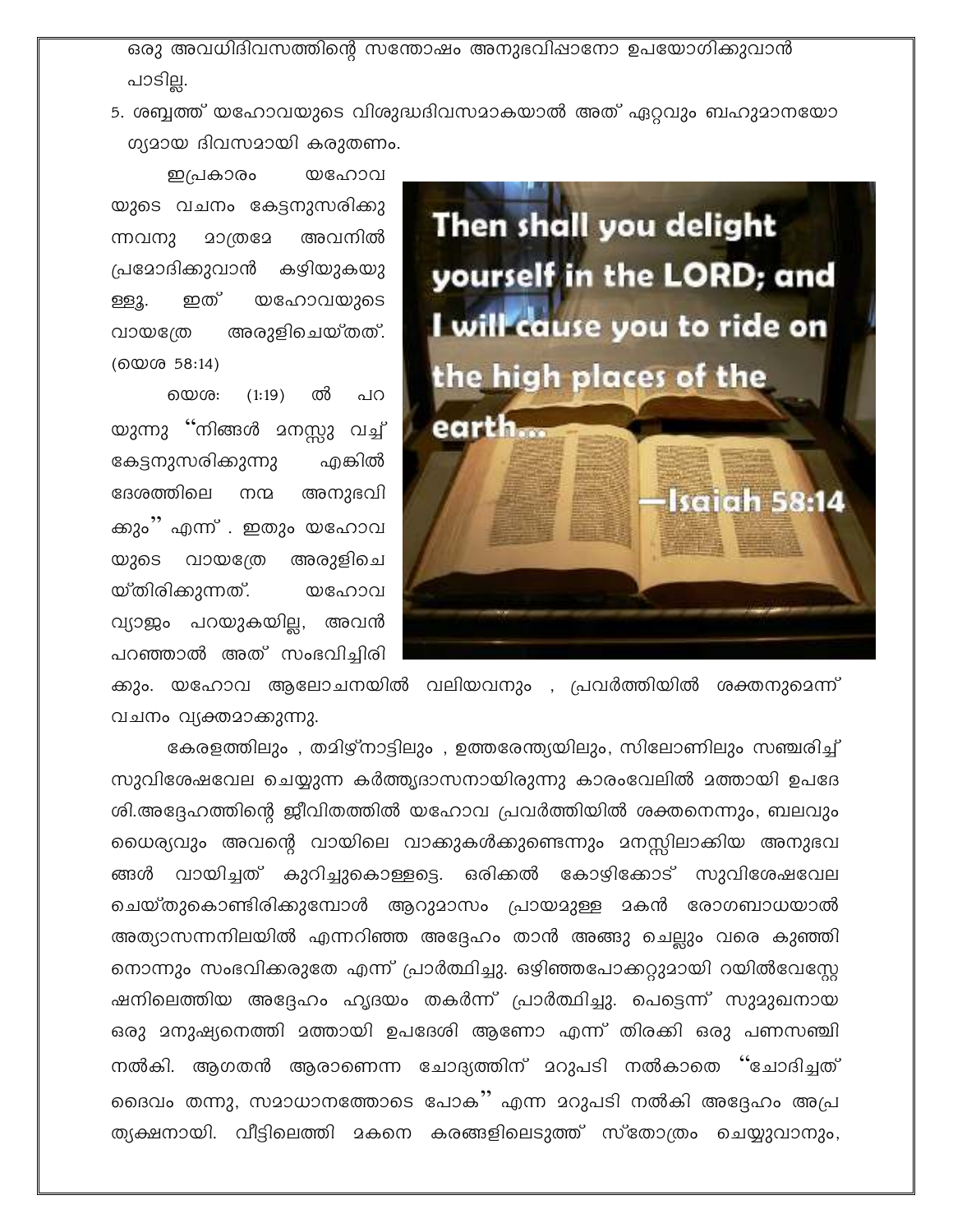ഒരു അവധിദിവസത്തിന്റെ സന്തോഷം അനുഭവിപ്പാനോ ഉപയോഗിക്കുവാൻ പാടില്ല.

5. ശബ്ബത്ത് യഹോവയുടെ വിശുദ്ധദിവസമാകയാൽ അത് ഏറ്റവും ബഹുമാനയോഗ്യമായ ദിവസമായി കരുതണം.

ഇപ്രകാരം യഹോവയുടെ വചനം കേട്ടനുസരിക്കുന്നവനു മാത്രമേ അവനിൽ പ്രമോദിക്കുവാൻ കഴിയുകയുള്ളൂ. ഇത് യഹോവയുടെ വായത്രേ അരുളിചെയ്തത്. (യെശ 58:14)

Then shall you delight yourself in the LORD; and I will cause you to ride on the high places of the earth...

—Isaiah 58:14

യെശ: (1:19) ൽ പറയുന്നു "നിങ്ങൾ മനസ്സു വച്ച് കേട്ടനുസരിക്കുന്നു എങ്കിൽ ദേശത്തിലെ നന്മ അനുഭവിക്കും" എന്ന് . ഇതും യഹോവയുടെ വായത്രേ അരുളിചെയ്തിരിക്കുന്നത്. യഹോവ വ്യാജം പറയുകയില്ല, അവൻ പറഞ്ഞാൽ അത് സംഭവിച്ചിരിക്കും. യഹോവ ആലോചനയിൽ വലിയവനും , പ്രവർത്തിയിൽ ശക്തനുമെന്ന് വചനം വ്യക്തമാക്കുന്നു.

കേരളത്തിലും , തമിഴ്നാട്ടിലും , ഉത്തരേന്ത്യയിലും, സിലോണിലും സഞ്ചരിച്ച് സുവിശേഷവേല ചെയ്യുന്ന കർത്ത്യദാസനായിരുന്നു കാരംവേലിൽ മത്തായി ഉപദേശി.അദ്ദേഹത്തിന്റെ ജീവിതത്തിൽ യഹോവ പ്രവർത്തിയിൽ ശക്തനെന്നും, ബലവും ധൈര്യവും അവന്റെ വായിലെ വാക്കുകൾക്കുണ്ടെന്നും മനസ്സിലാക്കിയ അനുഭവങ്ങൾ വായിച്ചത് കുറിച്ചുകൊള്ളട്ടെ. ഒരിക്കൽ കോഴിക്കോട് സുവിശേഷവേല ചെയ്തുകൊണ്ടിരിക്കുമ്പോൾ ആറുമാസം പ്രായമുള്ള മകൻ രോഗബാധയാൽ അത്യാസന്നനിലയിൽ എന്നറിഞ്ഞ അദ്ദേഹം താൻ അങ്ങു ചെല്ലും വരെ കുഞ്ഞിനൊന്നും സംഭവിക്കരുതേ എന്ന് പ്രാർത്ഥിച്ചു. ഒഴിഞ്ഞപോക്കറ്റുമായി റയിൽവേസ്റ്റേഷനിലെത്തിയ അദ്ദേഹം ഹൃദയം തകർന്ന് പ്രാർത്ഥിച്ചു. പെട്ടെന്ന് സുമുഖനായ ഒരു മനുഷ്യനെത്തി മത്തായി ഉപദേശി ആണോ എന്ന് തിരക്കി ഒരു പണസഞ്ചി നൽകി. ആഗതൻ ആരാണെന്ന ചോദ്യത്തിന് മറുപടി നൽകാതെ "ചോദിച്ചത് ദൈവം തന്നു, സമാധാനത്തോടെ പോക" എന്ന മറുപടി നൽകി അദ്ദേഹം അപ്രത്യക്ഷനായി. വീട്ടിലെത്തി മകനെ കരങ്ങളിലെടുത്ത് സ്തോത്രം ചെയ്യുവാനും,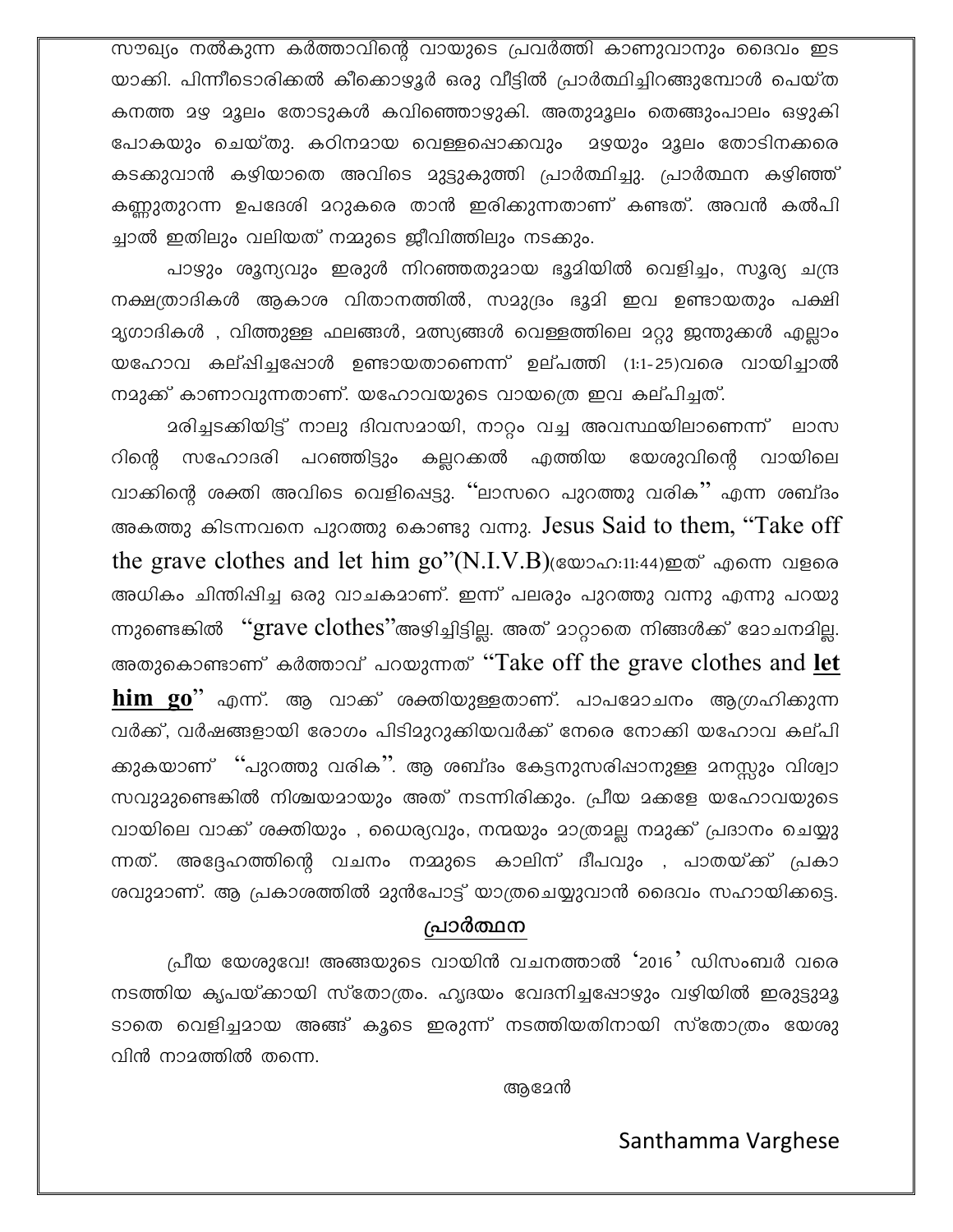സൗഖ്യം നൽകുന്ന കർത്താവിന്റെ വായുടെ പ്രവർത്തി കാണുവാനും ദൈവം ഇട യാക്കി. പിന്നീടൊരിക്കൽ കീക്കൊഴൂർ ഒരു വീട്ടിൽ പ്രാർത്ഥിച്ചിറങ്ങുമ്പോൾ പെയ്ത കനത്ത മഴ മൂലം തോടുകൾ കവിഞ്ഞൊഴുകി. അതുമൂലം തെങ്ങുംപാലം ഒഴുകി പോകയും ചെയ്തു. കഠിനമായ വെള്ളപ്പൊക്കവും മഴയും മൂലം തോടിനക്കരെ കടക്കുവാൻ കഴിയാതെ അവിടെ മുട്ടുകുത്തി പ്രാർത്ഥിച്ചു. പ്രാർത്ഥന കഴിഞ്ഞ് കണ്ണുതുറന്ന ഉപദേശി മറുകരെ താൻ ഇരിക്കുന്നതാണ് കണ്ടത്. അവൻ കൽപി ച്ചാൽ ഇതിലും വലിയത് നമ്മുടെ ജീവിത്തിലും നടക്കും.

പാഴും ശൂന്യവും ഇരുൾ നിറഞ്ഞതുമായ ഭൂമിയിൽ വെളിച്ചം, സൂര്യ ചന്ദ്ര നക്ഷത്രാദികൾ ആകാശ വിതാനത്തിൽ, സമുദ്രം ഭൂമി ഇവ ഉണ്ടായതും പക്ഷി മൃഗാദികൾ , വിത്തുള്ള ഫലങ്ങൾ, മത്സ്യങ്ങൾ വെള്ളത്തിലെ മറ്റു ജന്തുക്കൾ എല്ലാം യഹോവ കല്പിച്ചപ്പോൾ ഉണ്ടായതാണെന്ന് ഉല്പത്തി (1:1-25)വരെ വായിച്ചാൽ നമുക്ക് കാണാവുന്നതാണ്. യഹോവയുടെ വായത്രെ ഇവ കല്പിച്ചത്.

മരിച്ചടക്കിയിട്ട് നാലു ദിവസമായി, നാറ്റം വച്ച അവസ്ഥയിലാണെന്ന് ലാസ റിന്റെ സഹോദരി പറഞ്ഞിട്ടും കല്ലറക്കൽ എത്തിയ യേശുവിന്റെ വായിലെ വാക്കിന്റെ ശക്തി അവിടെ വെളിപ്പെട്ടു. "ലാസറെ പുറത്തു വരിക" എന്ന ശബ്ദം അകത്തു കിടന്നവനെ പുറത്തു കൊണ്ടു വന്നു. Jesus Said to them, "Take off the grave clothes and let him go"(N.I.V.B)(യോഹ:11:44)ഇത് എന്നെ വളരെ അധികം ചിന്തിപ്പിച്ച ഒരു വാചകമാണ്. ഇന്ന് പലരും പുറത്തു വന്നു എന്നു പറയു ന്നുണ്ടെങ്കിൽ "grave clothes"അഴിച്ചിട്ടില്ല. അത് മാറ്റാതെ നിങ്ങൾക്ക് മോചനമില്ല. അതുകൊണ്ടാണ് കർത്താവ് പറയുന്നത് "Take off the grave clothes and **let him go**" എന്ന്. ആ വാക്ക് ശക്തിയുള്ളതാണ്. പാപമോചനം ആഗ്രഹിക്കുന്ന വർക്ക്, വർഷങ്ങളായി രോഗം പിടിമുറുക്കിയവർക്ക് നേരെ നോക്കി യഹോവ കല്പി ക്കുകയാണ് "പുറത്തു വരിക". ആ ശബ്ദം കേട്ടനുസരിപ്പാനുള്ള മനസ്സും വിശ്വാ സവുമുണ്ടെങ്കിൽ നിശ്ചയമായും അത് നടന്നിരിക്കും. പ്രീയ മക്കളേ യഹോവയുടെ വായിലെ വാക്ക് ശക്തിയും , ധൈര്യവും, നന്മയും മാത്രമല്ല നമുക്ക് പ്രദാനം ചെയ്യു ന്നത്. അദ്ദേഹത്തിന്റെ വചനം നമ്മുടെ കാലിന് ദീപവും , പാതയ്ക്ക് പ്രകാ ശവുമാണ്. ആ പ്രകാശത്തിൽ മുൻപോട്ട് യാത്രചെയ്യുവാൻ ദൈവം സഹായിക്കട്ടെ.

## പ്രാർത്ഥന

പ്രീയ യേശുവേ! അങ്ങയുടെ വായിൻ വചനത്താൽ '2016' ഡിസംബർ വരെ നടത്തിയ കൃപയ്ക്കായി സ്തോത്രം. ഹൃദയം വേദനിച്ചപ്പോഴും വഴിയിൽ ഇരുട്ടുമൂ ടാതെ വെളിച്ചമായ അങ്ങ് കൂടെ ഇരുന്ന് നടത്തിയതിനായി സ്തോത്രം യേശു വിൻ നാമത്തിൽ തന്നെ.

ആമേൻ

Santhamma Varghese